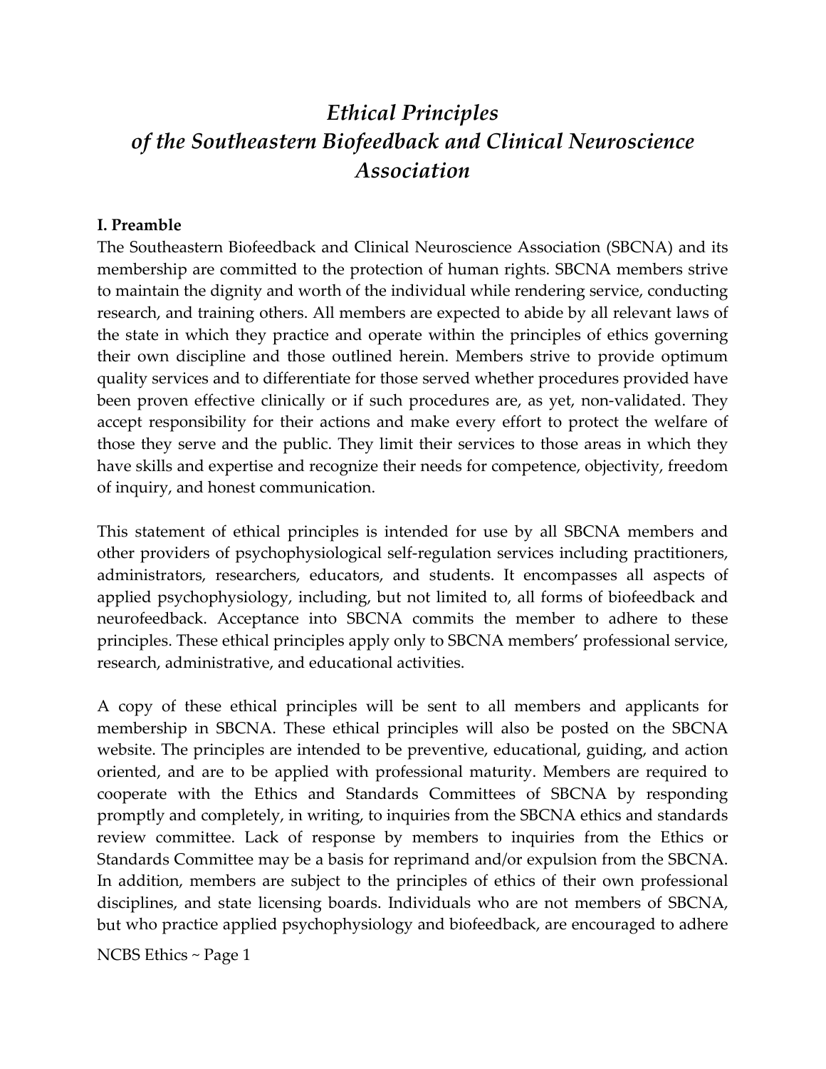# *Ethical Principles of the Southeastern Biofeedback and Clinical Neuroscience Association*

**I. Preamble**

The Southeastern Biofeedback and Clinical Neuroscience Association (SBCNA) and its membership are committed to the protection of human rights. SBCNA members strive to maintain the dignity and worth of the individual while rendering service, conducting research, and training others. All members are expected to abide by all relevant laws of the state in which they practice and operate within the principles of ethics governing their own discipline and those outlined herein. Members strive to provide optimum quality services and to differentiate for those served whether procedures provided have been proven effective clinically or if such procedures are, as yet, non-validated. They accept responsibility for their actions and make every effort to protect the welfare of those they serve and the public. They limit their services to those areas in which they have skills and expertise and recognize their needs for competence, objectivity, freedom of inquiry, and honest communication.

This statement of ethical principles is intended for use by all SBCNA members and other providers of psychophysiological self-regulation services including practitioners, administrators, researchers, educators, and students. It encompasses all aspects of applied psychophysiology, including, but not limited to, all forms of biofeedback and neurofeedback. Acceptance into SBCNA commits the member to adhere to these principles. These ethical principles apply only to SBCNA members' professional service, research, administrative, and educational activities.

A copy of these ethical principles will be sent to all members and applicants for membership in SBCNA. These ethical principles will also be posted on the SBCNA website. The principles are intended to be preventive, educational, guiding, and action oriented, and are to be applied with professional maturity. Members are required to cooperate with the Ethics and Standards Committees of SBCNA by responding promptly and completely, in writing, to inquiries from the SBCNA ethics and standards review committee. Lack of response by members to inquiries from the Ethics or Standards Committee may be a basis for reprimand and/or expulsion from the SBCNA. In addition, members are subject to the principles of ethics of their own professional disciplines, and state licensing boards. Individuals who are not members of SBCNA, but who practice applied psychophysiology and biofeedback, are encouraged to adhere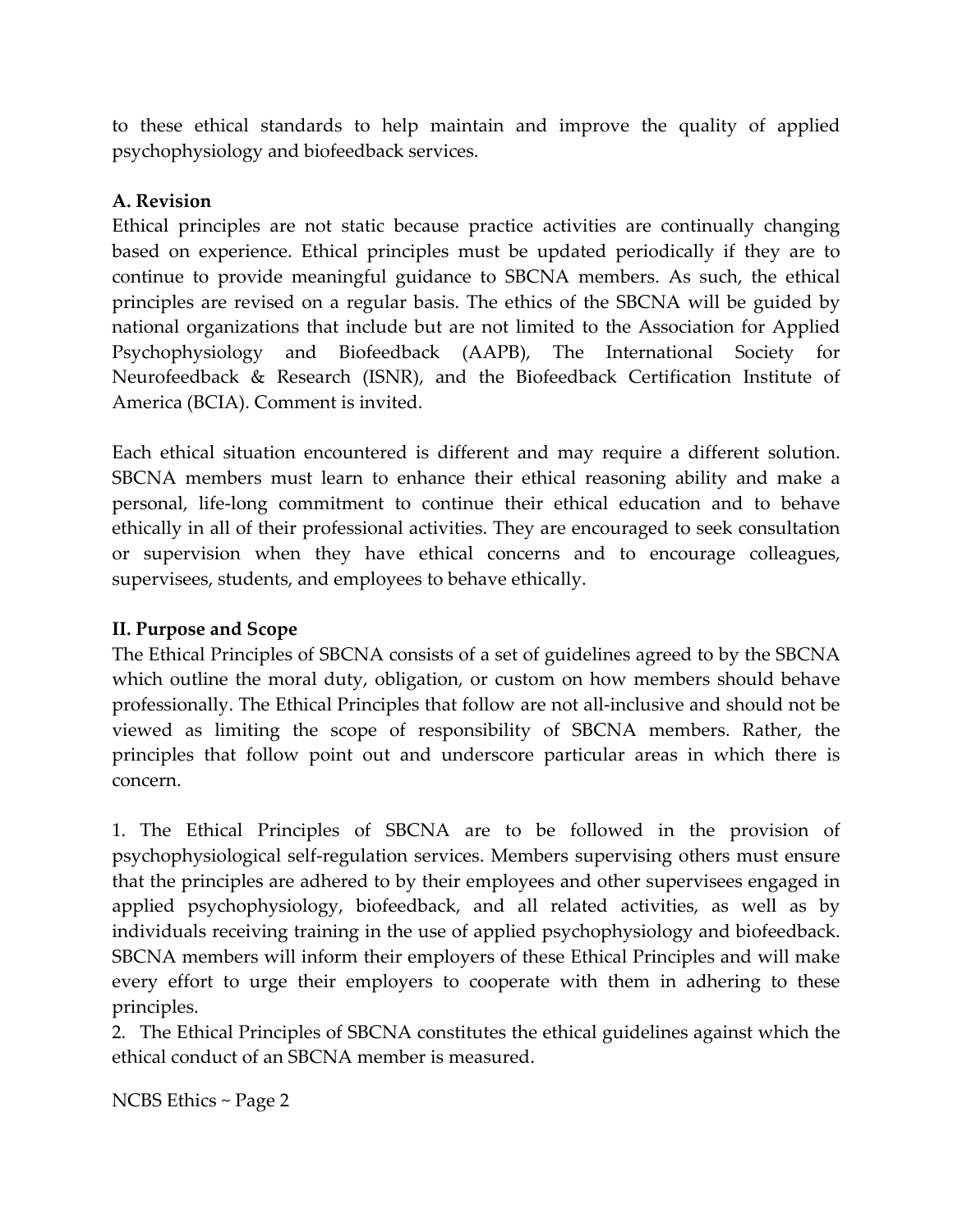to these ethical standards to help maintain and improve the quality of applied psychophysiology and biofeedback services.

**A. Revision**

Ethical principles are not static because practice activities are continually changing based on experience. Ethical principles must be updated periodically if they are to continue to provide meaningful guidance to SBCNA members. As such, the ethical principles are revised on a regular basis. The ethics of the SBCNA will be guided by national organizations that include but are not limited to the Association for Applied Psychophysiology and Biofeedback (AAPB), The International Society for Neurofeedback & Research (ISNR), and the Biofeedback Certification Institute of America (BCIA). Comment is invited.

Each ethical situation encountered is different and may require a different solution. SBCNA members must learn to enhance their ethical reasoning ability and make a personal, life-long commitment to continue their ethical education and to behave ethically in all of their professional activities. They are encouraged to seek consultation or supervision when they have ethical concerns and to encourage colleagues, supervisees, students, and employees to behave ethically.

**II. Purpose and Scope**

The Ethical Principles of SBCNA consists of a set of guidelines agreed to by the SBCNA which outline the moral duty, obligation, or custom on how members should behave professionally. The Ethical Principles that follow are not all-inclusive and should not be viewed as limiting the scope of responsibility of SBCNA members. Rather, the principles that follow point out and underscore particular areas in which there is concern.

1. The Ethical Principles of SBCNA are to be followed in the provision of psychophysiological self-regulation services. Members supervising others must ensure that the principles are adhered to by their employees and other supervisees engaged in applied psychophysiology, biofeedback, and all related activities, as well as by individuals receiving training in the use of applied psychophysiology and biofeedback. SBCNA members will inform their employers of these Ethical Principles and will make every effort to urge their employers to cooperate with them in adhering to these principles.
2. The Ethical Principles of SBCNA constitutes the ethical guidelines against which the ethical conduct of an SBCNA member is measured.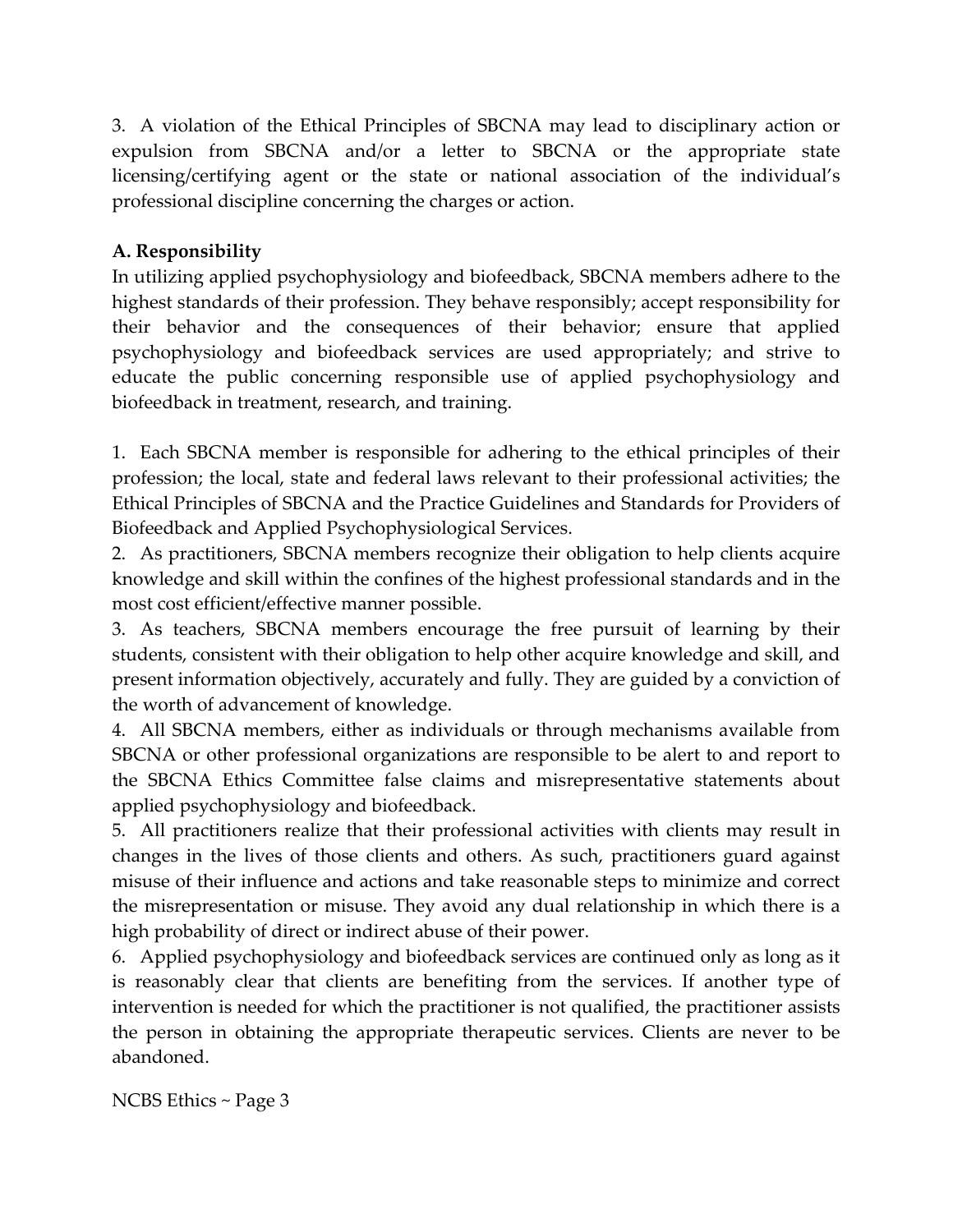3. A violation of the Ethical Principles of SBCNA may lead to disciplinary action or expulsion from SBCNA and/or a letter to SBCNA or the appropriate state licensing/certifying agent or the state or national association of the individual's professional discipline concerning the charges or action.

**A. Responsibility**

In utilizing applied psychophysiology and biofeedback, SBCNA members adhere to the highest standards of their profession. They behave responsibly; accept responsibility for their behavior and the consequences of their behavior; ensure that applied psychophysiology and biofeedback services are used appropriately; and strive to educate the public concerning responsible use of applied psychophysiology and biofeedback in treatment, research, and training.

1. Each SBCNA member is responsible for adhering to the ethical principles of their profession; the local, state and federal laws relevant to their professional activities; the Ethical Principles of SBCNA and the Practice Guidelines and Standards for Providers of Biofeedback and Applied Psychophysiological Services.
2. As practitioners, SBCNA members recognize their obligation to help clients acquire knowledge and skill within the confines of the highest professional standards and in the most cost efficient/effective manner possible.
3. As teachers, SBCNA members encourage the free pursuit of learning by their students, consistent with their obligation to help other acquire knowledge and skill, and present information objectively, accurately and fully. They are guided by a conviction of the worth of advancement of knowledge.
4. All SBCNA members, either as individuals or through mechanisms available from SBCNA or other professional organizations are responsible to be alert to and report to the SBCNA Ethics Committee false claims and misrepresentative statements about applied psychophysiology and biofeedback.
5. All practitioners realize that their professional activities with clients may result in changes in the lives of those clients and others. As such, practitioners guard against misuse of their influence and actions and take reasonable steps to minimize and correct the misrepresentation or misuse. They avoid any dual relationship in which there is a high probability of direct or indirect abuse of their power.
6. Applied psychophysiology and biofeedback services are continued only as long as it is reasonably clear that clients are benefiting from the services. If another type of intervention is needed for which the practitioner is not qualified, the practitioner assists the person in obtaining the appropriate therapeutic services. Clients are never to be abandoned.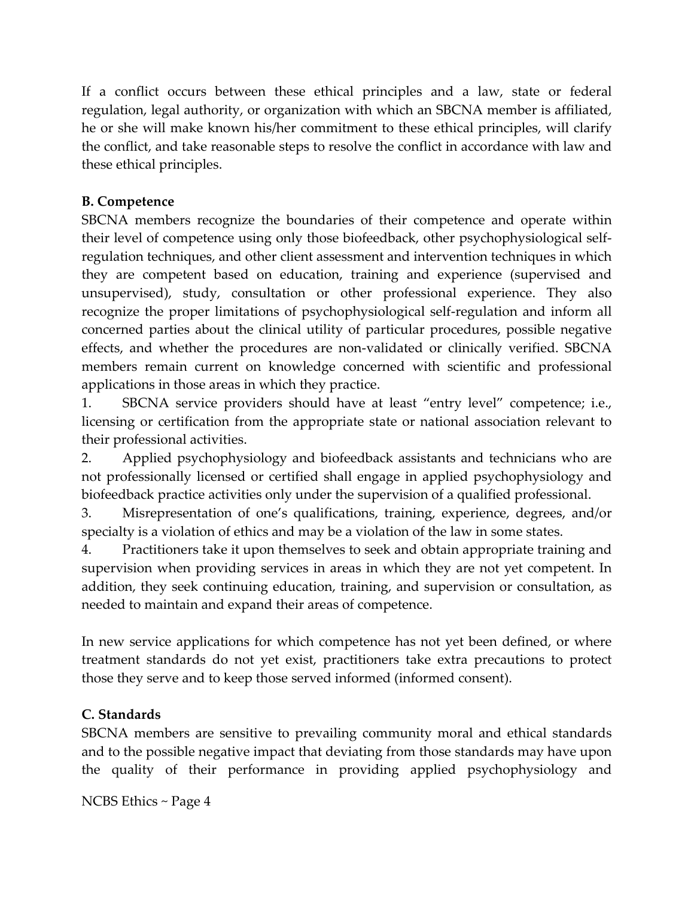If a conflict occurs between these ethical principles and a law, state or federal regulation, legal authority, or organization with which an SBCNA member is affiliated, he or she will make known his/her commitment to these ethical principles, will clarify the conflict, and take reasonable steps to resolve the conflict in accordance with law and these ethical principles.

**B. Competence**

SBCNA members recognize the boundaries of their competence and operate within their level of competence using only those biofeedback, other psychophysiological self-regulation techniques, and other client assessment and intervention techniques in which they are competent based on education, training and experience (supervised and unsupervised), study, consultation or other professional experience. They also recognize the proper limitations of psychophysiological self-regulation and inform all concerned parties about the clinical utility of particular procedures, possible negative effects, and whether the procedures are non-validated or clinically verified. SBCNA members remain current on knowledge concerned with scientific and professional applications in those areas in which they practice.

1. SBCNA service providers should have at least "entry level" competence; i.e., licensing or certification from the appropriate state or national association relevant to their professional activities.
2. Applied psychophysiology and biofeedback assistants and technicians who are not professionally licensed or certified shall engage in applied psychophysiology and biofeedback practice activities only under the supervision of a qualified professional.
3. Misrepresentation of one's qualifications, training, experience, degrees, and/or specialty is a violation of ethics and may be a violation of the law in some states.
4. Practitioners take it upon themselves to seek and obtain appropriate training and supervision when providing services in areas in which they are not yet competent. In addition, they seek continuing education, training, and supervision or consultation, as needed to maintain and expand their areas of competence.

In new service applications for which competence has not yet been defined, or where treatment standards do not yet exist, practitioners take extra precautions to protect those they serve and to keep those served informed (informed consent).

**C. Standards**

SBCNA members are sensitive to prevailing community moral and ethical standards and to the possible negative impact that deviating from those standards may have upon the quality of their performance in providing applied psychophysiology and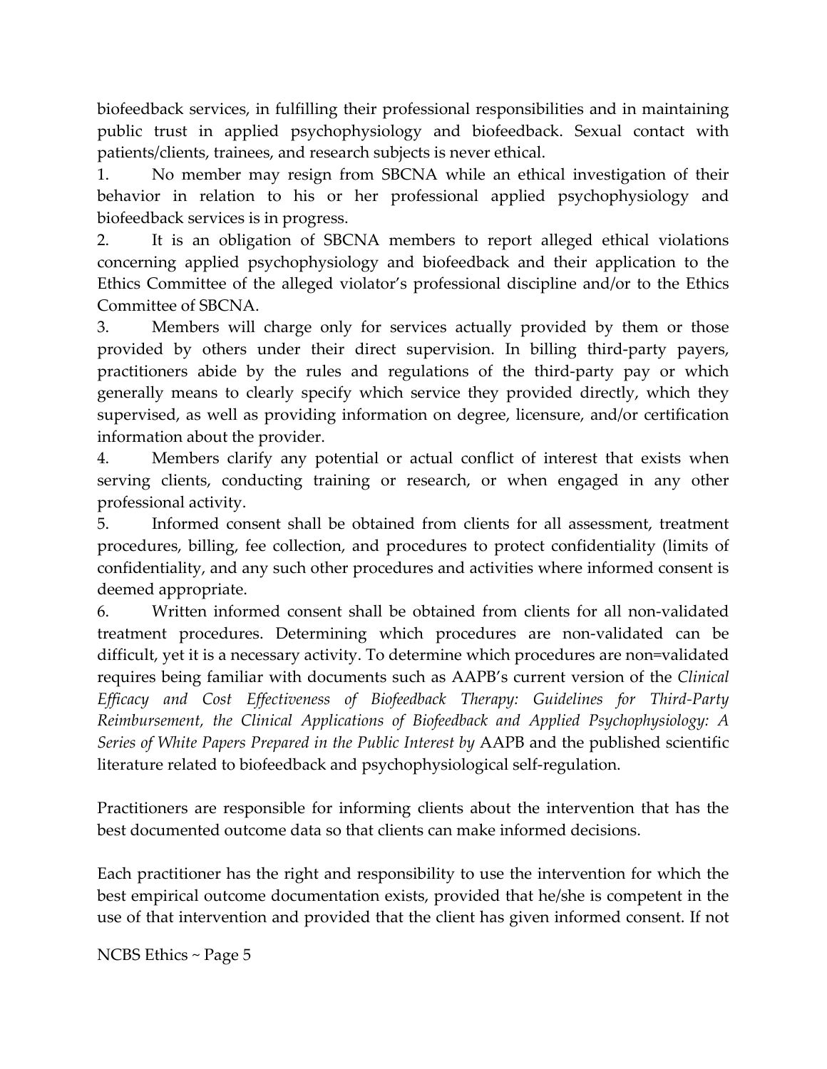biofeedback services, in fulfilling their professional responsibilities and in maintaining public trust in applied psychophysiology and biofeedback. Sexual contact with patients/clients, trainees, and research subjects is never ethical.

1. No member may resign from SBCNA while an ethical investigation of their behavior in relation to his or her professional applied psychophysiology and biofeedback services is in progress.
2. It is an obligation of SBCNA members to report alleged ethical violations concerning applied psychophysiology and biofeedback and their application to the Ethics Committee of the alleged violator's professional discipline and/or to the Ethics Committee of SBCNA.
3. Members will charge only for services actually provided by them or those provided by others under their direct supervision. In billing third-party payers, practitioners abide by the rules and regulations of the third-party pay or which generally means to clearly specify which service they provided directly, which they supervised, as well as providing information on degree, licensure, and/or certification information about the provider.
4. Members clarify any potential or actual conflict of interest that exists when serving clients, conducting training or research, or when engaged in any other professional activity.
5. Informed consent shall be obtained from clients for all assessment, treatment procedures, billing, fee collection, and procedures to protect confidentiality (limits of confidentiality, and any such other procedures and activities where informed consent is deemed appropriate.
6. Written informed consent shall be obtained from clients for all non-validated treatment procedures. Determining which procedures are non-validated can be difficult, yet it is a necessary activity. To determine which procedures are non=validated requires being familiar with documents such as AAPB's current version of the *Clinical Efficacy and Cost Effectiveness of Biofeedback Therapy: Guidelines for Third-Party Reimbursement, the Clinical Applications of Biofeedback and Applied Psychophysiology: A Series of White Papers Prepared in the Public Interest by* AAPB and the published scientific literature related to biofeedback and psychophysiological self-regulation.

Practitioners are responsible for informing clients about the intervention that has the best documented outcome data so that clients can make informed decisions.

Each practitioner has the right and responsibility to use the intervention for which the best empirical outcome documentation exists, provided that he/she is competent in the use of that intervention and provided that the client has given informed consent. If not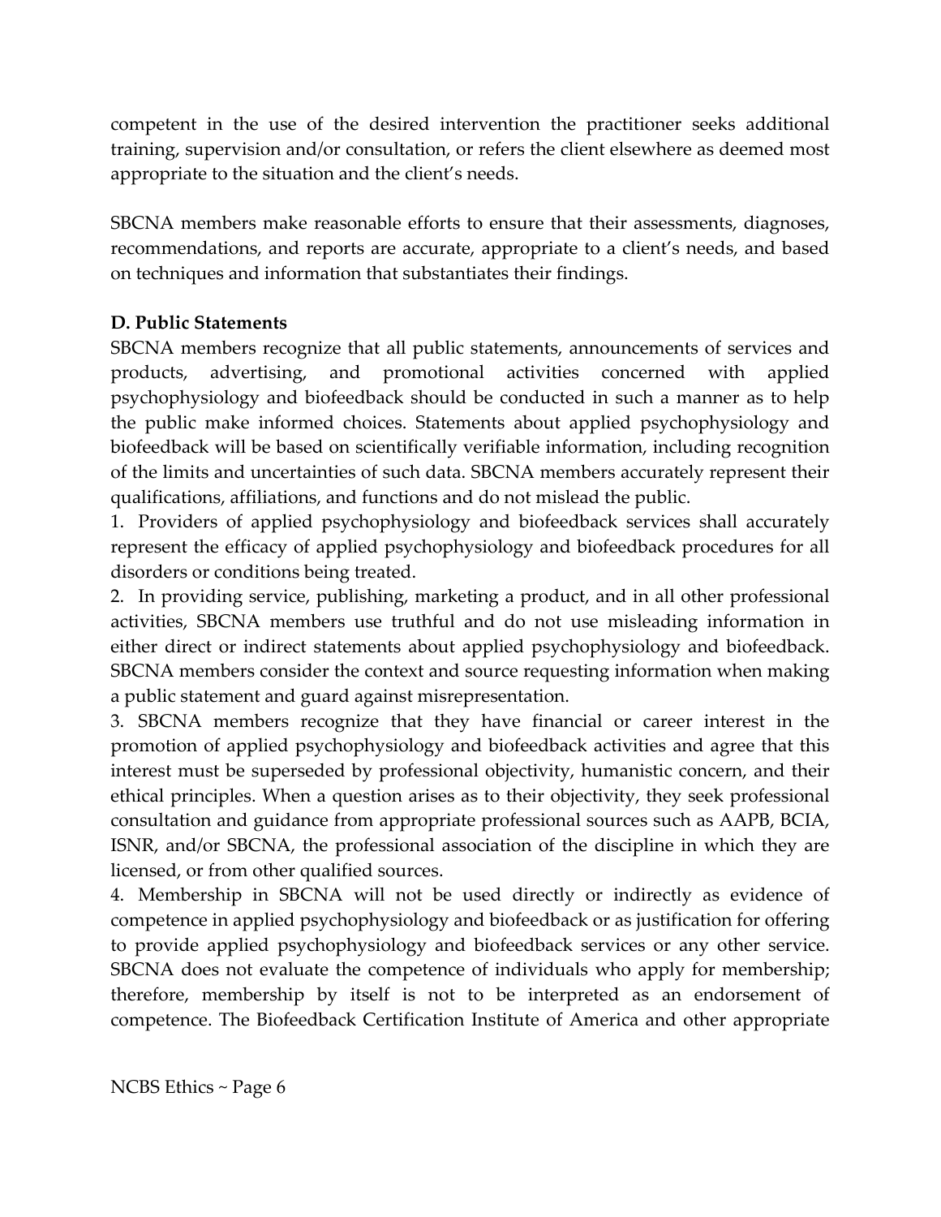competent in the use of the desired intervention the practitioner seeks additional training, supervision and/or consultation, or refers the client elsewhere as deemed most appropriate to the situation and the client's needs.

SBCNA members make reasonable efforts to ensure that their assessments, diagnoses, recommendations, and reports are accurate, appropriate to a client's needs, and based on techniques and information that substantiates their findings.

**D. Public Statements**

SBCNA members recognize that all public statements, announcements of services and products, advertising, and promotional activities concerned with applied psychophysiology and biofeedback should be conducted in such a manner as to help the public make informed choices. Statements about applied psychophysiology and biofeedback will be based on scientifically verifiable information, including recognition of the limits and uncertainties of such data. SBCNA members accurately represent their qualifications, affiliations, and functions and do not mislead the public.

1. Providers of applied psychophysiology and biofeedback services shall accurately represent the efficacy of applied psychophysiology and biofeedback procedures for all disorders or conditions being treated.
2. In providing service, publishing, marketing a product, and in all other professional activities, SBCNA members use truthful and do not use misleading information in either direct or indirect statements about applied psychophysiology and biofeedback. SBCNA members consider the context and source requesting information when making a public statement and guard against misrepresentation.
3. SBCNA members recognize that they have financial or career interest in the promotion of applied psychophysiology and biofeedback activities and agree that this interest must be superseded by professional objectivity, humanistic concern, and their ethical principles. When a question arises as to their objectivity, they seek professional consultation and guidance from appropriate professional sources such as AAPB, BCIA, ISNR, and/or SBCNA, the professional association of the discipline in which they are licensed, or from other qualified sources.
4. Membership in SBCNA will not be used directly or indirectly as evidence of competence in applied psychophysiology and biofeedback or as justification for offering to provide applied psychophysiology and biofeedback services or any other service. SBCNA does not evaluate the competence of individuals who apply for membership; therefore, membership by itself is not to be interpreted as an endorsement of competence. The Biofeedback Certification Institute of America and other appropriate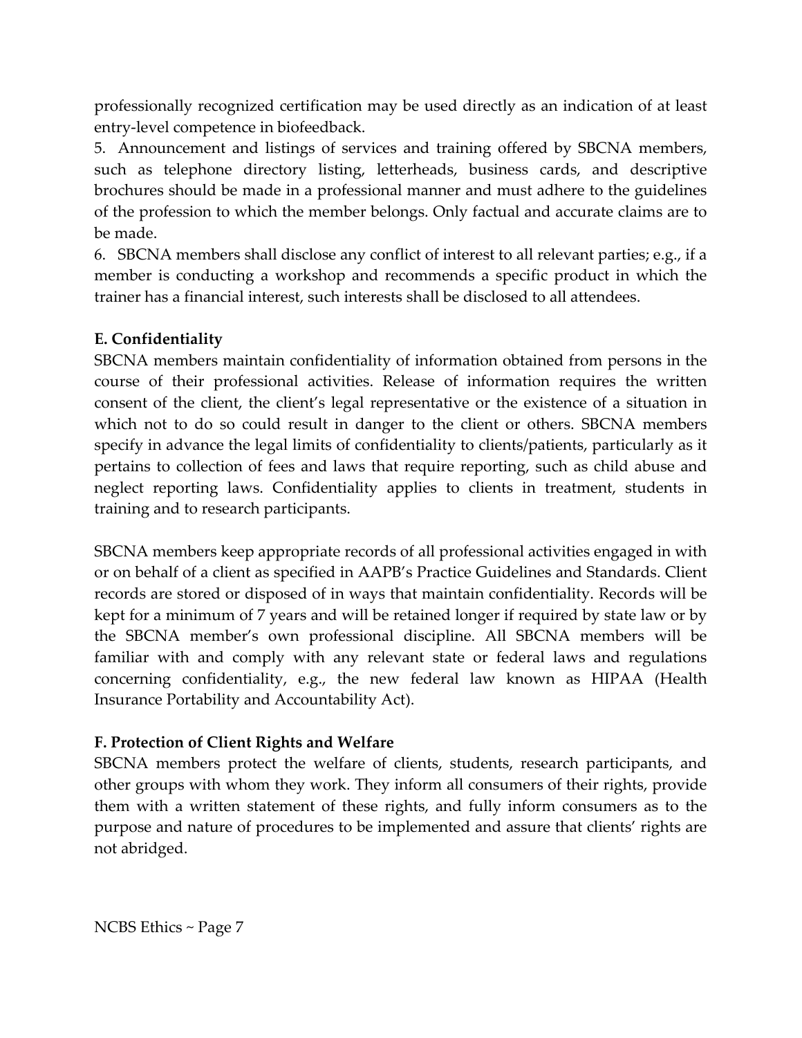professionally recognized certification may be used directly as an indication of at least entry-level competence in biofeedback.

5. Announcement and listings of services and training offered by SBCNA members, such as telephone directory listing, letterheads, business cards, and descriptive brochures should be made in a professional manner and must adhere to the guidelines of the profession to which the member belongs. Only factual and accurate claims are to be made.

6. SBCNA members shall disclose any conflict of interest to all relevant parties; e.g., if a member is conducting a workshop and recommends a specific product in which the trainer has a financial interest, such interests shall be disclosed to all attendees.

**E. Confidentiality**

SBCNA members maintain confidentiality of information obtained from persons in the course of their professional activities. Release of information requires the written consent of the client, the client's legal representative or the existence of a situation in which not to do so could result in danger to the client or others. SBCNA members specify in advance the legal limits of confidentiality to clients/patients, particularly as it pertains to collection of fees and laws that require reporting, such as child abuse and neglect reporting laws. Confidentiality applies to clients in treatment, students in training and to research participants.

SBCNA members keep appropriate records of all professional activities engaged in with or on behalf of a client as specified in AAPB's Practice Guidelines and Standards. Client records are stored or disposed of in ways that maintain confidentiality. Records will be kept for a minimum of 7 years and will be retained longer if required by state law or by the SBCNA member's own professional discipline. All SBCNA members will be familiar with and comply with any relevant state or federal laws and regulations concerning confidentiality, e.g., the new federal law known as HIPAA (Health Insurance Portability and Accountability Act).

**F. Protection of Client Rights and Welfare**

SBCNA members protect the welfare of clients, students, research participants, and other groups with whom they work. They inform all consumers of their rights, provide them with a written statement of these rights, and fully inform consumers as to the purpose and nature of procedures to be implemented and assure that clients' rights are not abridged.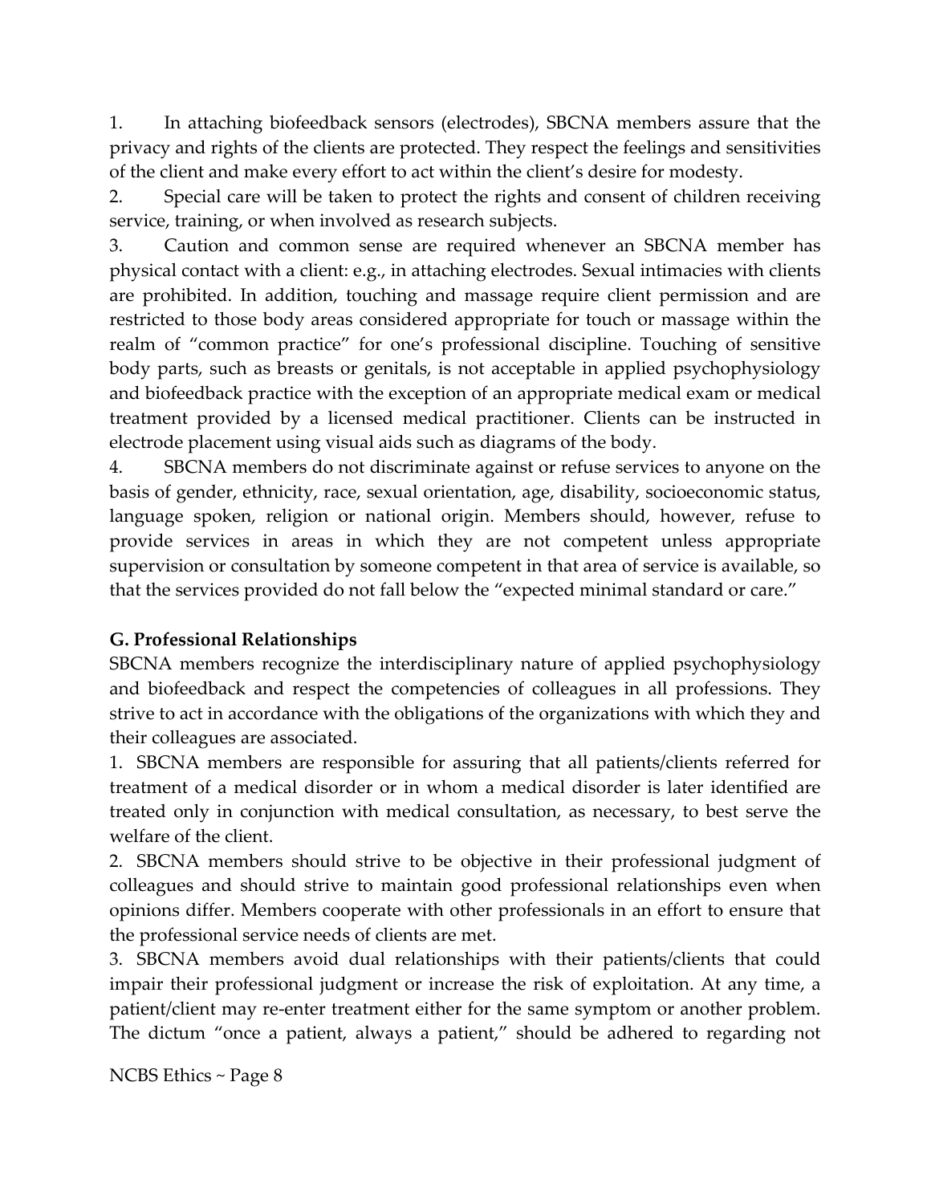1. In attaching biofeedback sensors (electrodes), SBCNA members assure that the privacy and rights of the clients are protected. They respect the feelings and sensitivities of the client and make every effort to act within the client's desire for modesty.
2. Special care will be taken to protect the rights and consent of children receiving service, training, or when involved as research subjects.
3. Caution and common sense are required whenever an SBCNA member has physical contact with a client: e.g., in attaching electrodes. Sexual intimacies with clients are prohibited. In addition, touching and massage require client permission and are restricted to those body areas considered appropriate for touch or massage within the realm of "common practice" for one's professional discipline. Touching of sensitive body parts, such as breasts or genitals, is not acceptable in applied psychophysiology and biofeedback practice with the exception of an appropriate medical exam or medical treatment provided by a licensed medical practitioner. Clients can be instructed in electrode placement using visual aids such as diagrams of the body.
4. SBCNA members do not discriminate against or refuse services to anyone on the basis of gender, ethnicity, race, sexual orientation, age, disability, socioeconomic status, language spoken, religion or national origin. Members should, however, refuse to provide services in areas in which they are not competent unless appropriate supervision or consultation by someone competent in that area of service is available, so that the services provided do not fall below the "expected minimal standard or care."

**G. Professional Relationships**

SBCNA members recognize the interdisciplinary nature of applied psychophysiology and biofeedback and respect the competencies of colleagues in all professions. They strive to act in accordance with the obligations of the organizations with which they and their colleagues are associated.

1. SBCNA members are responsible for assuring that all patients/clients referred for treatment of a medical disorder or in whom a medical disorder is later identified are treated only in conjunction with medical consultation, as necessary, to best serve the welfare of the client.
2. SBCNA members should strive to be objective in their professional judgment of colleagues and should strive to maintain good professional relationships even when opinions differ. Members cooperate with other professionals in an effort to ensure that the professional service needs of clients are met.
3. SBCNA members avoid dual relationships with their patients/clients that could impair their professional judgment or increase the risk of exploitation. At any time, a patient/client may re-enter treatment either for the same symptom or another problem. The dictum "once a patient, always a patient," should be adhered to regarding not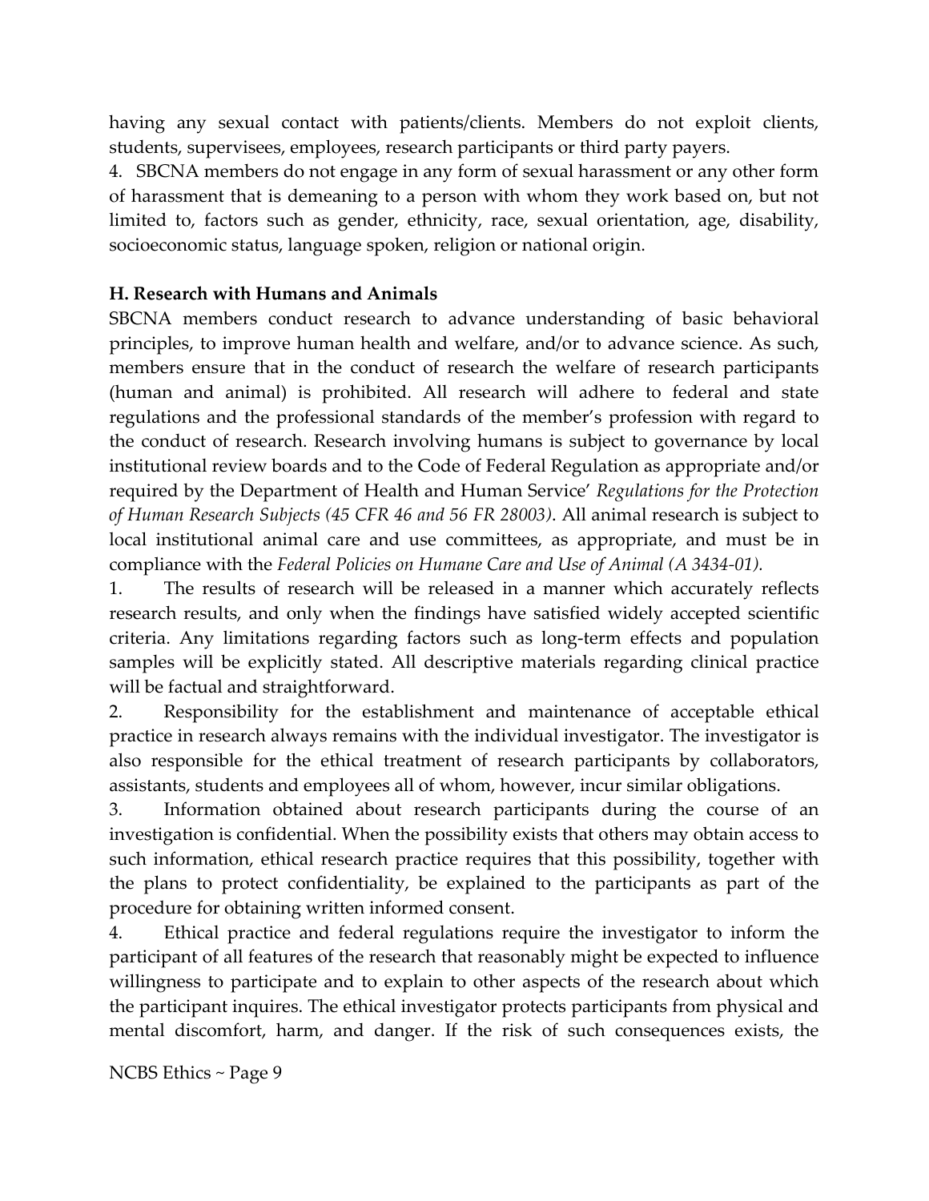having any sexual contact with patients/clients. Members do not exploit clients, students, supervisees, employees, research participants or third party payers.

4. SBCNA members do not engage in any form of sexual harassment or any other form of harassment that is demeaning to a person with whom they work based on, but not limited to, factors such as gender, ethnicity, race, sexual orientation, age, disability, socioeconomic status, language spoken, religion or national origin.

**H. Research with Humans and Animals**

SBCNA members conduct research to advance understanding of basic behavioral principles, to improve human health and welfare, and/or to advance science. As such, members ensure that in the conduct of research the welfare of research participants (human and animal) is prohibited. All research will adhere to federal and state regulations and the professional standards of the member's profession with regard to the conduct of research. Research involving humans is subject to governance by local institutional review boards and to the Code of Federal Regulation as appropriate and/or required by the Department of Health and Human Service' *Regulations for the Protection of Human Research Subjects (45 CFR 46 and 56 FR 28003)*. All animal research is subject to local institutional animal care and use committees, as appropriate, and must be in compliance with the *Federal Policies on Humane Care and Use of Animal (A 3434-01).*

1. The results of research will be released in a manner which accurately reflects research results, and only when the findings have satisfied widely accepted scientific criteria. Any limitations regarding factors such as long-term effects and population samples will be explicitly stated. All descriptive materials regarding clinical practice will be factual and straightforward.

2. Responsibility for the establishment and maintenance of acceptable ethical practice in research always remains with the individual investigator. The investigator is also responsible for the ethical treatment of research participants by collaborators, assistants, students and employees all of whom, however, incur similar obligations.

3. Information obtained about research participants during the course of an investigation is confidential. When the possibility exists that others may obtain access to such information, ethical research practice requires that this possibility, together with the plans to protect confidentiality, be explained to the participants as part of the procedure for obtaining written informed consent.

4. Ethical practice and federal regulations require the investigator to inform the participant of all features of the research that reasonably might be expected to influence willingness to participate and to explain to other aspects of the research about which the participant inquires. The ethical investigator protects participants from physical and mental discomfort, harm, and danger. If the risk of such consequences exists, the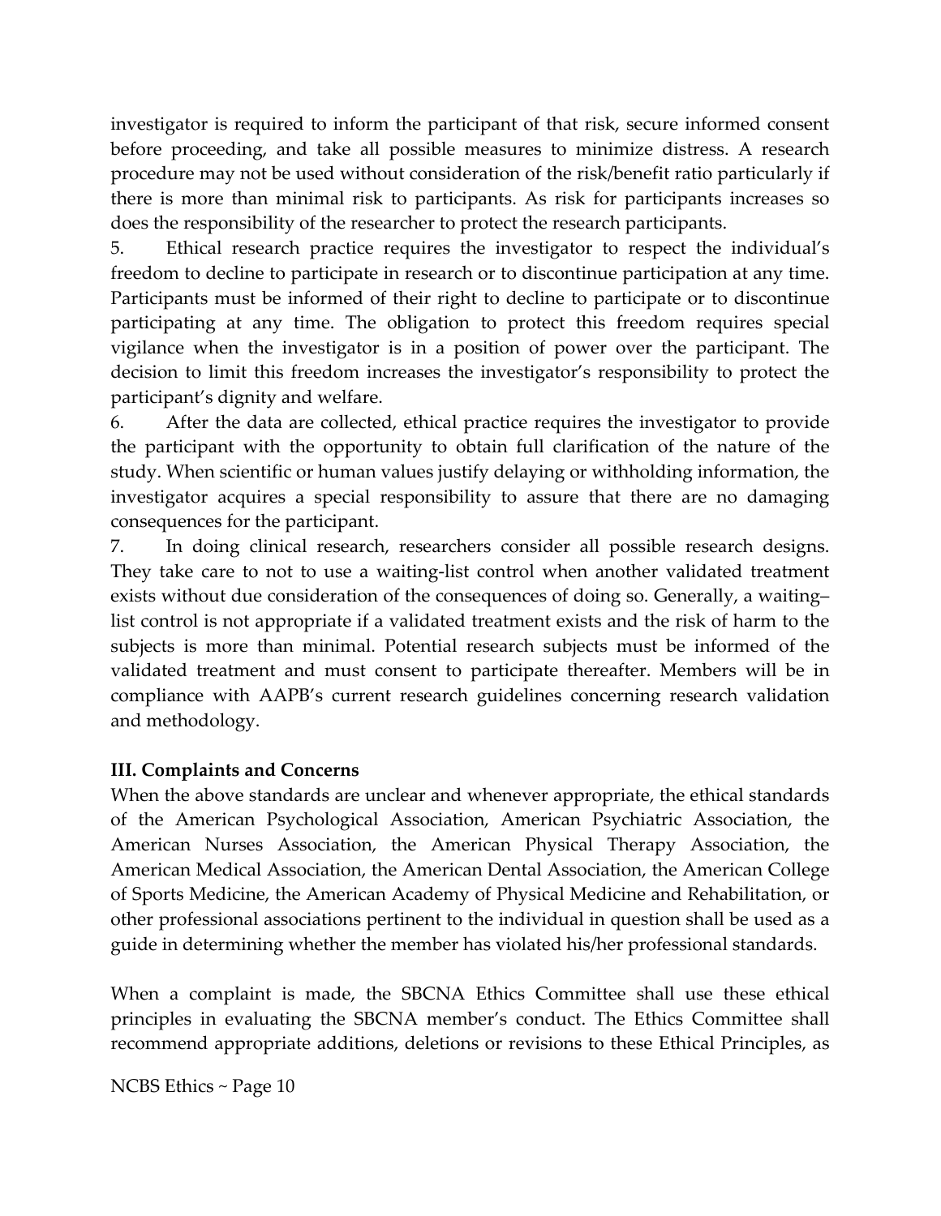investigator is required to inform the participant of that risk, secure informed consent before proceeding, and take all possible measures to minimize distress. A research procedure may not be used without consideration of the risk/benefit ratio particularly if there is more than minimal risk to participants. As risk for participants increases so does the responsibility of the researcher to protect the research participants.

5. Ethical research practice requires the investigator to respect the individual's freedom to decline to participate in research or to discontinue participation at any time. Participants must be informed of their right to decline to participate or to discontinue participating at any time. The obligation to protect this freedom requires special vigilance when the investigator is in a position of power over the participant. The decision to limit this freedom increases the investigator's responsibility to protect the participant's dignity and welfare.

6. After the data are collected, ethical practice requires the investigator to provide the participant with the opportunity to obtain full clarification of the nature of the study. When scientific or human values justify delaying or withholding information, the investigator acquires a special responsibility to assure that there are no damaging consequences for the participant.

7. In doing clinical research, researchers consider all possible research designs. They take care to not to use a waiting-list control when another validated treatment exists without due consideration of the consequences of doing so. Generally, a waiting–list control is not appropriate if a validated treatment exists and the risk of harm to the subjects is more than minimal. Potential research subjects must be informed of the validated treatment and must consent to participate thereafter. Members will be in compliance with AAPB's current research guidelines concerning research validation and methodology.

**III. Complaints and Concerns**

When the above standards are unclear and whenever appropriate, the ethical standards of the American Psychological Association, American Psychiatric Association, the American Nurses Association, the American Physical Therapy Association, the American Medical Association, the American Dental Association, the American College of Sports Medicine, the American Academy of Physical Medicine and Rehabilitation, or other professional associations pertinent to the individual in question shall be used as a guide in determining whether the member has violated his/her professional standards.

When a complaint is made, the SBCNA Ethics Committee shall use these ethical principles in evaluating the SBCNA member's conduct. The Ethics Committee shall recommend appropriate additions, deletions or revisions to these Ethical Principles, as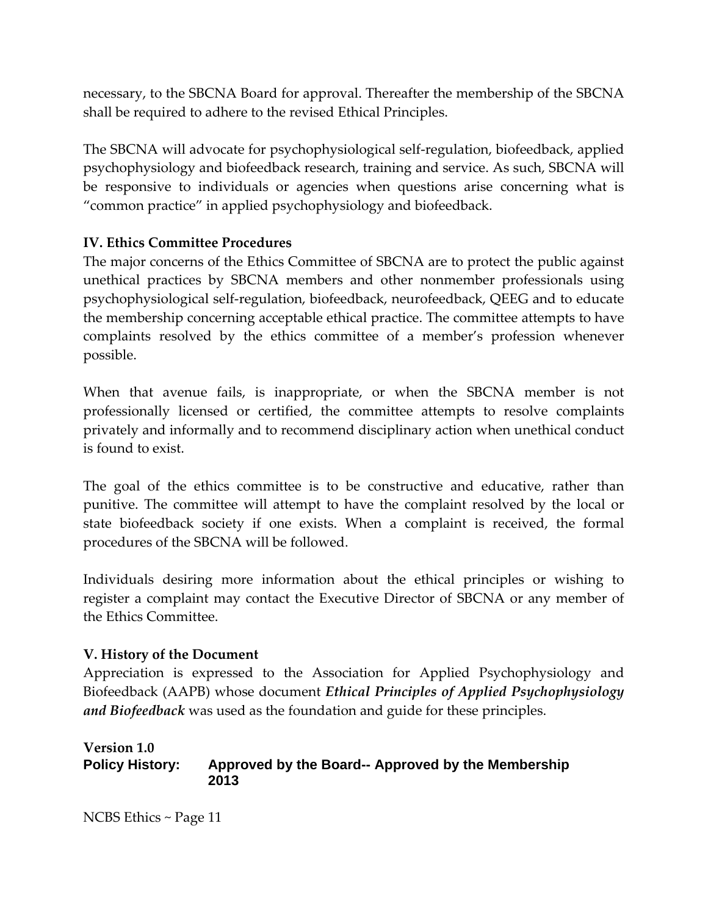necessary, to the SBCNA Board for approval. Thereafter the membership of the SBCNA shall be required to adhere to the revised Ethical Principles.

The SBCNA will advocate for psychophysiological self-regulation, biofeedback, applied psychophysiology and biofeedback research, training and service. As such, SBCNA will be responsive to individuals or agencies when questions arise concerning what is "common practice" in applied psychophysiology and biofeedback.

**IV. Ethics Committee Procedures**

The major concerns of the Ethics Committee of SBCNA are to protect the public against unethical practices by SBCNA members and other nonmember professionals using psychophysiological self-regulation, biofeedback, neurofeedback, QEEG and to educate the membership concerning acceptable ethical practice. The committee attempts to have complaints resolved by the ethics committee of a member's profession whenever possible.

When that avenue fails, is inappropriate, or when the SBCNA member is not professionally licensed or certified, the committee attempts to resolve complaints privately and informally and to recommend disciplinary action when unethical conduct is found to exist.

The goal of the ethics committee is to be constructive and educative, rather than punitive. The committee will attempt to have the complaint resolved by the local or state biofeedback society if one exists. When a complaint is received, the formal procedures of the SBCNA will be followed.

Individuals desiring more information about the ethical principles or wishing to register a complaint may contact the Executive Director of SBCNA or any member of the Ethics Committee.

**V. History of the Document**

Appreciation is expressed to the Association for Applied Psychophysiology and Biofeedback (AAPB) whose document ***Ethical Principles of Applied Psychophysiology and Biofeedback*** was used as the foundation and guide for these principles.

**Version 1.0**

**Policy History:** **Approved by the Board-- Approved by the Membership 2013**